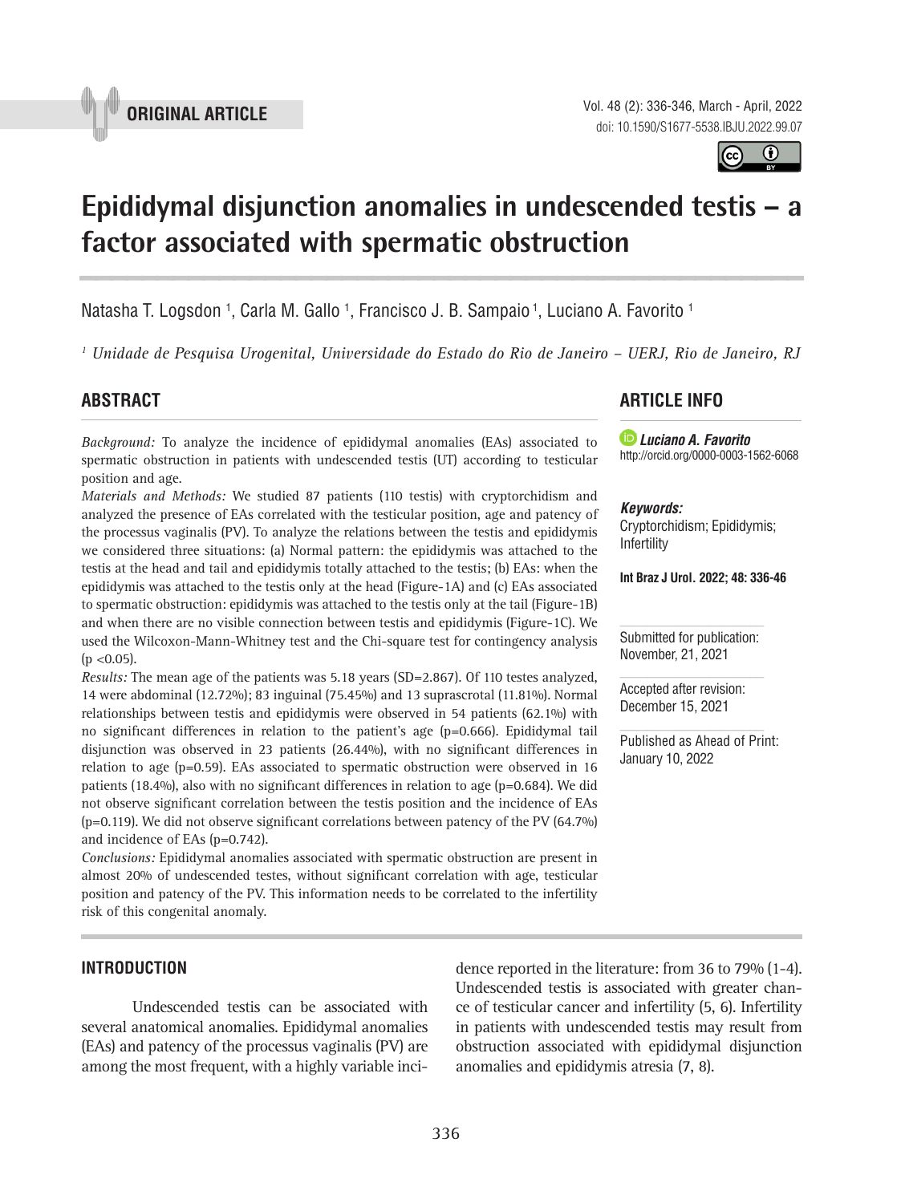**ORIGINAL ARTICLE**

doi: 10.1590/S1677-5538.IBJU.2022.99.07

# Epididymal disjunction anomalies in undescended testis – a factor associated with spermatic obstruction

Natasha T. Logsdon [1], Carla M. Gallo [1], Francisco J. B. Sampaio [1], Luciano A. Favorito [1]

[1] *Unidade de Pesquisa Urogenital, Universidade do Estado do Rio de Janeiro – UERJ, Rio de Janeiro, RJ*

## ABSTRACT

*Background:* To analyze the incidence of epididymal anomalies (EAs) associated to spermatic obstruction in patients with undescended testis (UT) according to testicular position and age.

*Materials and Methods:* We studied 87 patients (110 testis) with cryptorchidism and analyzed the presence of EAs correlated with the testicular position, age and patency of the processus vaginalis (PV). To analyze the relations between the testis and epididymis we considered three situations: (a) Normal pattern: the epididymis was attached to the testis at the head and tail and epididymis totally attached to the testis; (b) EAs: when the epididymis was attached to the testis only at the head (Figure-1A) and (c) EAs associated to spermatic obstruction: epididymis was attached to the testis only at the tail (Figure-1B) and when there are no visible connection between testis and epididymis (Figure-1C). We used the Wilcoxon-Mann-Whitney test and the Chi-square test for contingency analysis ($p < 0.05$).

*Results:* The mean age of the patients was 5.18 years (SD=2.867). Of 110 testes analyzed, 14 were abdominal (12.72%); 83 inguinal (75.45%) and 13 suprascrotal (11.81%). Normal relationships between testis and epididymis were observed in 54 patients (62.1%) with no significant differences in relation to the patient's age (p=0.666). Epididymal tail disjunction was observed in 23 patients (26.44%), with no significant differences in relation to age (p=0.59). EAs associated to spermatic obstruction were observed in 16 patients (18.4%), also with no significant differences in relation to age (p=0.684). We did not observe significant correlation between the testis position and the incidence of EAs (p=0.119). We did not observe significant correlations between patency of the PV (64.7%) and incidence of EAs (p=0.742).

*Conclusions:* Epididymal anomalies associated with spermatic obstruction are present in almost 20% of undescended testes, without significant correlation with age, testicular position and patency of the PV. This information needs to be correlated to the infertility risk of this congenital anomaly.

## ARTICLE INFO

***Luciano A. Favorito***
http://orcid.org/0000-0003-1562-6068

***Keywords:***
Cryptorchidism; Epididymis; Infertility

**Int Braz J Urol. 2022; 48: 336-46**

Submitted for publication:
November, 21, 2021

Accepted after revision:
December 15, 2021

Published as Ahead of Print:
January 10, 2022

## INTRODUCTION

Undescended testis can be associated with several anatomical anomalies. Epididymal anomalies (EAs) and patency of the processus vaginalis (PV) are among the most frequent, with a highly variable incidence reported in the literature: from 36 to 79% (1-4). Undescended testis is associated with greater chance of testicular cancer and infertility (5, 6). Infertility in patients with undescended testis may result from obstruction associated with epididymal disjunction anomalies and epididymis atresia (7, 8).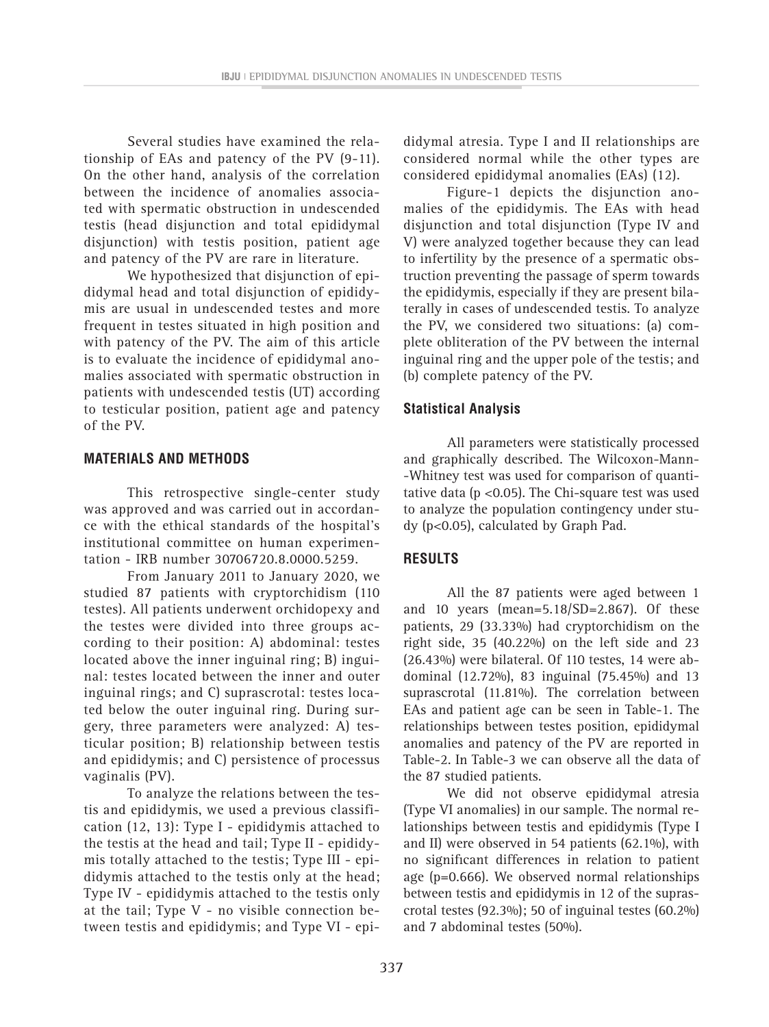Several studies have examined the relationship of EAs and patency of the PV (9-11). On the other hand, analysis of the correlation between the incidence of anomalies associated with spermatic obstruction in undescended testis (head disjunction and total epididymal disjunction) with testis position, patient age and patency of the PV are rare in literature.

We hypothesized that disjunction of epididymal head and total disjunction of epididymis are usual in undescended testes and more frequent in testes situated in high position and with patency of the PV. The aim of this article is to evaluate the incidence of epididymal anomalies associated with spermatic obstruction in patients with undescended testis (UT) according to testicular position, patient age and patency of the PV.

## MATERIALS AND METHODS

This retrospective single-center study was approved and was carried out in accordance with the ethical standards of the hospital's institutional committee on human experimentation - IRB number 30706720.8.0000.5259.

From January 2011 to January 2020, we studied 87 patients with cryptorchidism (110 testes). All patients underwent orchidopexy and the testes were divided into three groups according to their position: A) abdominal: testes located above the inner inguinal ring; B) inguinal: testes located between the inner and outer inguinal rings; and C) suprascrotal: testes located below the outer inguinal ring. During surgery, three parameters were analyzed: A) testicular position; B) relationship between testis and epididymis; and C) persistence of processus vaginalis (PV).

To analyze the relations between the testis and epididymis, we used a previous classification (12, 13): Type I - epididymis attached to the testis at the head and tail; Type II - epididymis totally attached to the testis; Type III - epididymis attached to the testis only at the head; Type IV - epididymis attached to the testis only at the tail; Type V - no visible connection between testis and epididymis; and Type VI - epididymal atresia. Type I and II relationships are considered normal while the other types are considered epididymal anomalies (EAs) (12).

Figure-1 depicts the disjunction anomalies of the epididymis. The EAs with head disjunction and total disjunction (Type IV and V) were analyzed together because they can lead to infertility by the presence of a spermatic obstruction preventing the passage of sperm towards the epididymis, especially if they are present bilaterally in cases of undescended testis. To analyze the PV, we considered two situations: (a) complete obliteration of the PV between the internal inguinal ring and the upper pole of the testis; and (b) complete patency of the PV.

### Statistical Analysis

All parameters were statistically processed and graphically described. The Wilcoxon-Mann-Whitney test was used for comparison of quantitative data ($p < 0.05$). The Chi-square test was used to analyze the population contingency under study ($p<0.05$), calculated by Graph Pad.

## RESULTS

All the 87 patients were aged between 1 and 10 years (mean=5.18/SD=2.867). Of these patients, 29 (33.33%) had cryptorchidism on the right side, 35 (40.22%) on the left side and 23 (26.43%) were bilateral. Of 110 testes, 14 were abdominal (12.72%), 83 inguinal (75.45%) and 13 suprascrotal (11.81%). The correlation between EAs and patient age can be seen in Table-1. The relationships between testes position, epididymal anomalies and patency of the PV are reported in Table-2. In Table-3 we can observe all the data of the 87 studied patients.

We did not observe epididymal atresia (Type VI anomalies) in our sample. The normal relationships between testis and epididymis (Type I and II) were observed in 54 patients (62.1%), with no significant differences in relation to patient age (p=0.666). We observed normal relationships between testis and epididymis in 12 of the suprascrotal testes (92.3%); 50 of inguinal testes (60.2%) and 7 abdominal testes (50%).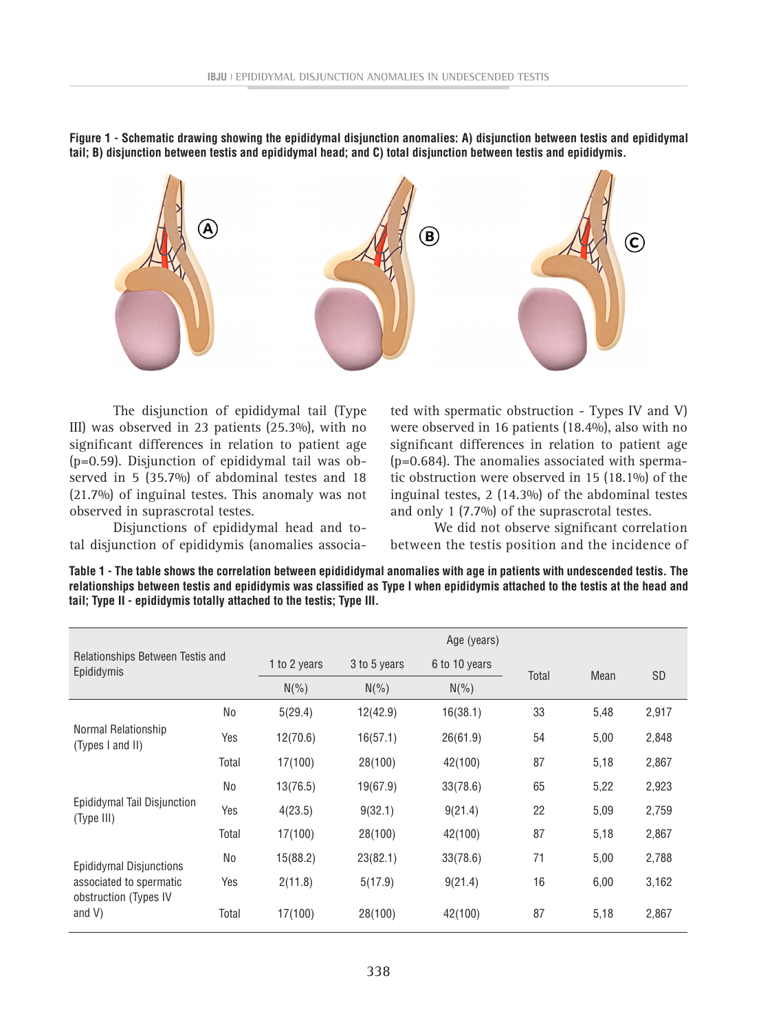**Figure 1 - Schematic drawing showing the epididymal disjunction anomalies: A) disjunction between testis and epididymal tail; B) disjunction between testis and epididymal head; and C) total disjunction between testis and epididymis.**

The disjunction of epididymal tail (Type III) was observed in 23 patients (25.3%), with no significant differences in relation to patient age (p=0.59). Disjunction of epididymal tail was observed in 5 (35.7%) of abdominal testes and 18 (21.7%) of inguinal testes. This anomaly was not observed in suprascrotal testes.

Disjunctions of epididymal head and total disjunction of epididymis (anomalies associated with spermatic obstruction - Types IV and V) were observed in 16 patients (18.4%), also with no significant differences in relation to patient age (p=0.684). The anomalies associated with spermatic obstruction were observed in 15 (18.1%) of the inguinal testes, 2 (14.3%) of the abdominal testes and only 1 (7.7%) of the suprascrotal testes.

We did not observe significant correlation between the testis position and the incidence of

**Table 1 - The table shows the correlation between epidididymal anomalies with age in patients with undescended testis. The relationships between testis and epididymis was classified as Type I when epididymis attached to the testis at the head and tail; Type II - epididymis totally attached to the testis; Type III.**

| Relationships Between Testis and Epididymis | | Age (years) | | | Total | Mean | SD |
|---|---|---|---|---|---|---|---|
| | | 1 to 2 years | 3 to 5 years | 6 to 10 years | | | |
| | | N(%) | N(%) | N(%) | | | |
| Normal Relationship (Types I and II) | No | 5(29.4) | 12(42.9) | 16(38.1) | 33 | 5,48 | 2,917 |
| | Yes | 12(70.6) | 16(57.1) | 26(61.9) | 54 | 5,00 | 2,848 |
| | Total | 17(100) | 28(100) | 42(100) | 87 | 5,18 | 2,867 |
| Epididymal Tail Disjunction (Type III) | No | 13(76.5) | 19(67.9) | 33(78.6) | 65 | 5,22 | 2,923 |
| | Yes | 4(23.5) | 9(32.1) | 9(21.4) | 22 | 5,09 | 2,759 |
| | Total | 17(100) | 28(100) | 42(100) | 87 | 5,18 | 2,867 |
| Epididymal Disjunctions associated to spermatic obstruction (Types IV and V) | No | 15(88.2) | 23(82.1) | 33(78.6) | 71 | 5,00 | 2,788 |
| | Yes | 2(11.8) | 5(17.9) | 9(21.4) | 16 | 6,00 | 3,162 |
| | Total | 17(100) | 28(100) | 42(100) | 87 | 5,18 | 2,867 |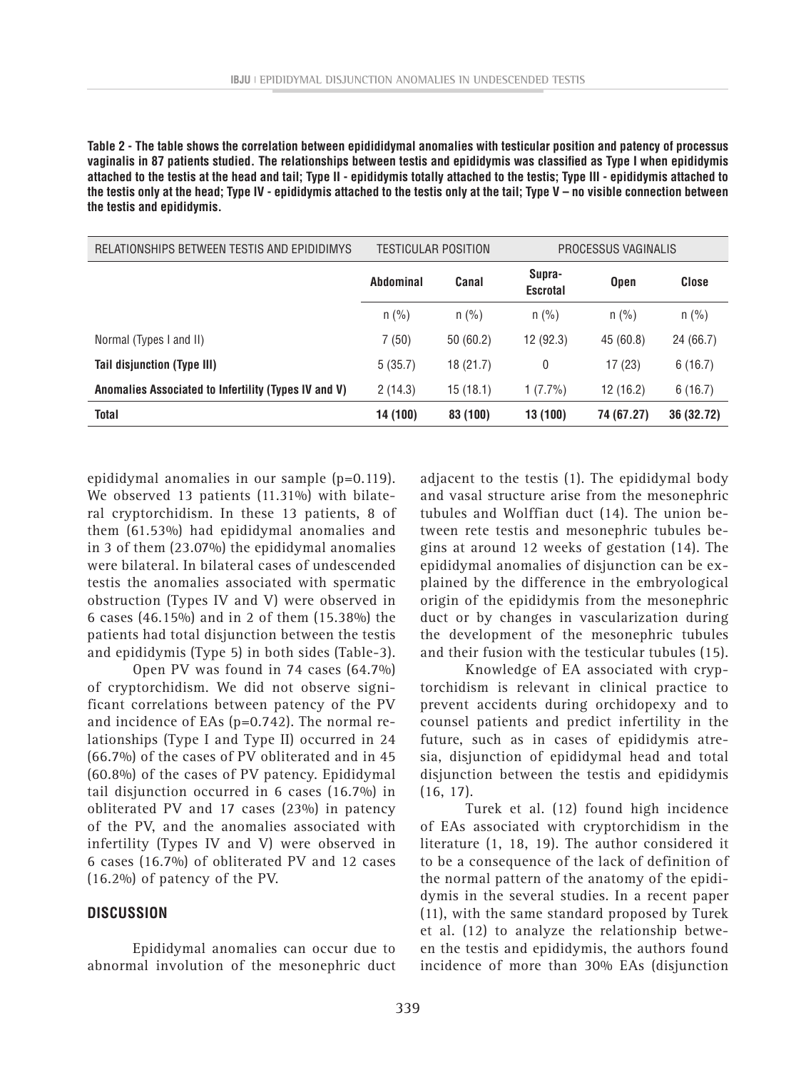**Table 2 - The table shows the correlation between epidididymal anomalies with testicular position and patency of processus vaginalis in 87 patients studied. The relationships between testis and epididymis was classified as Type I when epididymis attached to the testis at the head and tail; Type II - epididymis totally attached to the testis; Type III - epididymis attached to the testis only at the head; Type IV - epididymis attached to the testis only at the tail; Type V – no visible connection between the testis and epididymis.**

| RELATIONSHIPS BETWEEN TESTIS AND EPIDIDIMYS | TESTICULAR POSITION | | | PROCESSUS VAGINALIS | |
|---|---|---|---|---|---|
| | **Abdominal** | **Canal** | **Supra-Escrotal** | **Open** | **Close** |
| | n (%) | n (%) | n (%) | n (%) | n (%) |
| Normal (Types I and II) | 7 (50) | 50 (60.2) | 12 (92.3) | 45 (60.8) | 24 (66.7) |
| **Tail disjunction (Type III)** | 5 (35.7) | 18 (21.7) | 0 | 17 (23) | 6 (16.7) |
| **Anomalies Associated to Infertility (Types IV and V)** | 2 (14.3) | 15 (18.1) | 1 (7.7%) | 12 (16.2) | 6 (16.7) |
| **Total** | **14 (100)** | **83 (100)** | **13 (100)** | **74 (67.27)** | **36 (32.72)** |

epididymal anomalies in our sample (p=0.119). We observed 13 patients (11.31%) with bilateral cryptorchidism. In these 13 patients, 8 of them (61.53%) had epididymal anomalies and in 3 of them (23.07%) the epididymal anomalies were bilateral. In bilateral cases of undescended testis the anomalies associated with spermatic obstruction (Types IV and V) were observed in 6 cases (46.15%) and in 2 of them (15.38%) the patients had total disjunction between the testis and epididymis (Type 5) in both sides (Table-3).

Open PV was found in 74 cases (64.7%) of cryptorchidism. We did not observe significant correlations between patency of the PV and incidence of EAs (p=0.742). The normal relationships (Type I and Type II) occurred in 24 (66.7%) of the cases of PV obliterated and in 45 (60.8%) of the cases of PV patency. Epididymal tail disjunction occurred in 6 cases (16.7%) in obliterated PV and 17 cases (23%) in patency of the PV, and the anomalies associated with infertility (Types IV and V) were observed in 6 cases (16.7%) of obliterated PV and 12 cases (16.2%) of patency of the PV.

## DISCUSSION

Epididymal anomalies can occur due to abnormal involution of the mesonephric duct adjacent to the testis (1). The epididymal body and vasal structure arise from the mesonephric tubules and Wolffian duct (14). The union between rete testis and mesonephric tubules begins at around 12 weeks of gestation (14). The epididymal anomalies of disjunction can be explained by the difference in the embryological origin of the epididymis from the mesonephric duct or by changes in vascularization during the development of the mesonephric tubules and their fusion with the testicular tubules (15).

Knowledge of EA associated with cryptorchidism is relevant in clinical practice to prevent accidents during orchidopexy and to counsel patients and predict infertility in the future, such as in cases of epididymis atresia, disjunction of epididymal head and total disjunction between the testis and epididymis (16, 17).

Turek et al. (12) found high incidence of EAs associated with cryptorchidism in the literature (1, 18, 19). The author considered it to be a consequence of the lack of definition of the normal pattern of the anatomy of the epididymis in the several studies. In a recent paper (11), with the same standard proposed by Turek et al. (12) to analyze the relationship between the testis and epididymis, the authors found incidence of more than 30% EAs (disjunction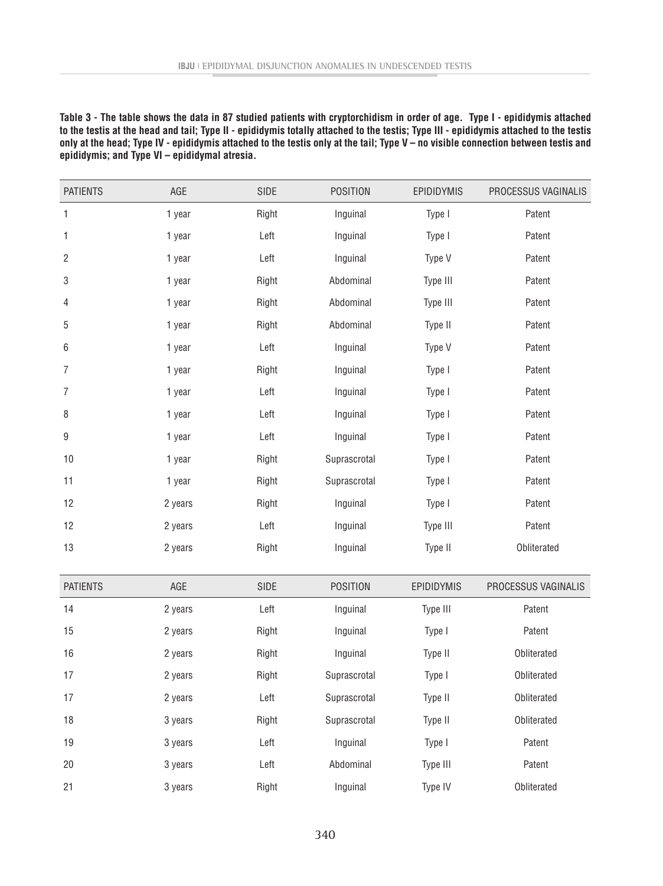**Table 3 - The table shows the data in 87 studied patients with cryptorchidism in order of age. Type I - epididymis attached to the testis at the head and tail; Type II - epididymis totally attached to the testis; Type III - epididymis attached to the testis only at the head; Type IV - epididymis attached to the testis only at the tail; Type V – no visible connection between testis and epididymis; and Type VI – epididymal atresia.**

| PATIENTS | AGE | SIDE | POSITION | EPIDIDYMIS | PROCESSUS VAGINALIS |
|---|---|---|---|---|---|
| 1 | 1 year | Right | Inguinal | Type I | Patent |
| 1 | 1 year | Left | Inguinal | Type I | Patent |
| 2 | 1 year | Left | Inguinal | Type V | Patent |
| 3 | 1 year | Right | Abdominal | Type III | Patent |
| 4 | 1 year | Right | Abdominal | Type III | Patent |
| 5 | 1 year | Right | Abdominal | Type II | Patent |
| 6 | 1 year | Left | Inguinal | Type V | Patent |
| 7 | 1 year | Right | Inguinal | Type I | Patent |
| 7 | 1 year | Left | Inguinal | Type I | Patent |
| 8 | 1 year | Left | Inguinal | Type I | Patent |
| 9 | 1 year | Left | Inguinal | Type I | Patent |
| 10 | 1 year | Right | Suprascrotal | Type I | Patent |
| 11 | 1 year | Right | Suprascrotal | Type I | Patent |
| 12 | 2 years | Right | Inguinal | Type I | Patent |
| 12 | 2 years | Left | Inguinal | Type III | Patent |
| 13 | 2 years | Right | Inguinal | Type II | Obliterated |
| 14 | 2 years | Left | Inguinal | Type III | Patent |
| 15 | 2 years | Right | Inguinal | Type I | Patent |
| 16 | 2 years | Right | Inguinal | Type II | Obliterated |
| 17 | 2 years | Right | Suprascrotal | Type I | Obliterated |
| 17 | 2 years | Left | Suprascrotal | Type II | Obliterated |
| 18 | 3 years | Right | Suprascrotal | Type II | Obliterated |
| 19 | 3 years | Left | Inguinal | Type I | Patent |
| 20 | 3 years | Left | Abdominal | Type III | Patent |
| 21 | 3 years | Right | Inguinal | Type IV | Obliterated |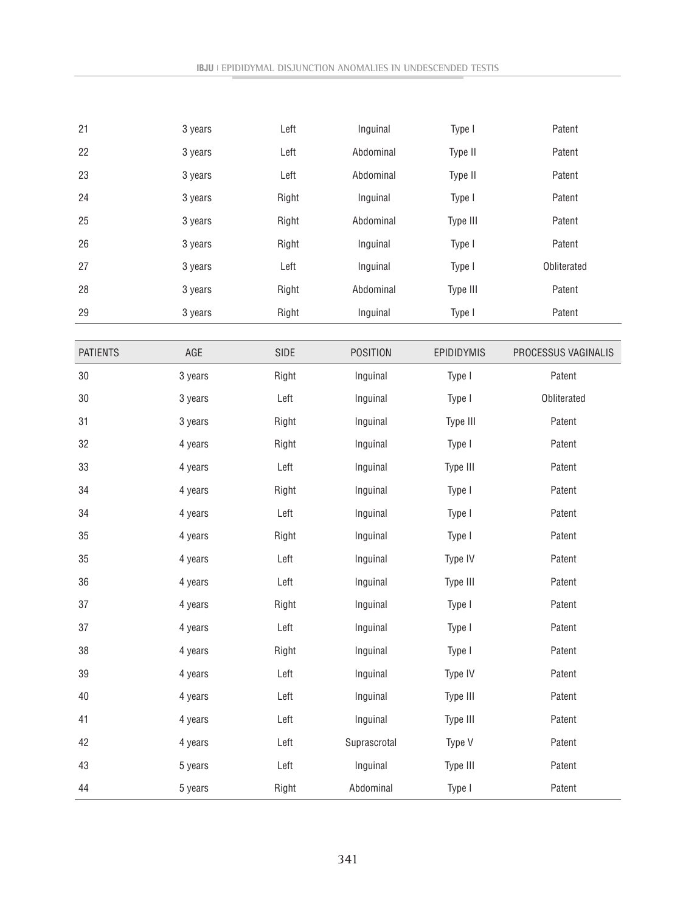| PATIENTS | AGE | SIDE | POSITION | EPIDIDYMIS | PROCESSUS VAGINALIS |
|---|---|---|---|---|---|
| 21 | 3 years | Left | Inguinal | Type I | Patent |
| 22 | 3 years | Left | Abdominal | Type II | Patent |
| 23 | 3 years | Left | Abdominal | Type II | Patent |
| 24 | 3 years | Right | Inguinal | Type I | Patent |
| 25 | 3 years | Right | Abdominal | Type III | Patent |
| 26 | 3 years | Right | Inguinal | Type I | Patent |
| 27 | 3 years | Left | Inguinal | Type I | Obliterated |
| 28 | 3 years | Right | Abdominal | Type III | Patent |
| 29 | 3 years | Right | Inguinal | Type I | Patent |
| 30 | 3 years | Right | Inguinal | Type I | Patent |
| 30 | 3 years | Left | Inguinal | Type I | Obliterated |
| 31 | 3 years | Right | Inguinal | Type III | Patent |
| 32 | 4 years | Right | Inguinal | Type I | Patent |
| 33 | 4 years | Left | Inguinal | Type III | Patent |
| 34 | 4 years | Right | Inguinal | Type I | Patent |
| 34 | 4 years | Left | Inguinal | Type I | Patent |
| 35 | 4 years | Right | Inguinal | Type I | Patent |
| 35 | 4 years | Left | Inguinal | Type IV | Patent |
| 36 | 4 years | Left | Inguinal | Type III | Patent |
| 37 | 4 years | Right | Inguinal | Type I | Patent |
| 37 | 4 years | Left | Inguinal | Type I | Patent |
| 38 | 4 years | Right | Inguinal | Type I | Patent |
| 39 | 4 years | Left | Inguinal | Type IV | Patent |
| 40 | 4 years | Left | Inguinal | Type III | Patent |
| 41 | 4 years | Left | Inguinal | Type III | Patent |
| 42 | 4 years | Left | Suprascrotal | Type V | Patent |
| 43 | 5 years | Left | Inguinal | Type III | Patent |
| 44 | 5 years | Right | Abdominal | Type I | Patent |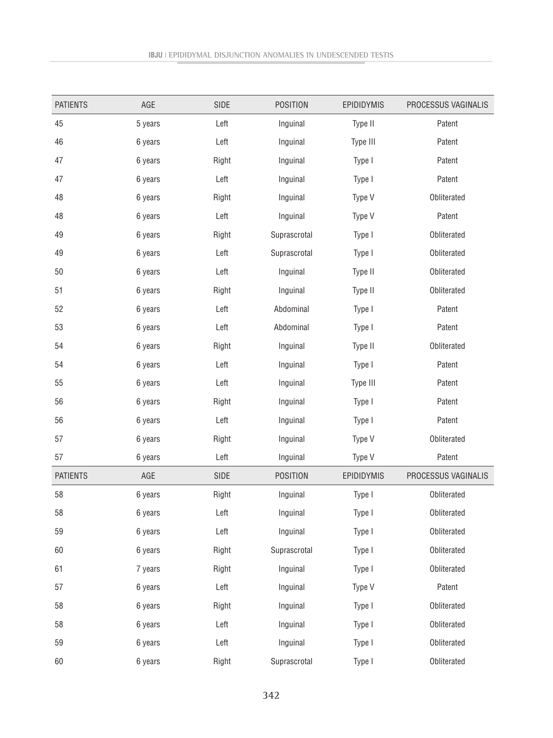| PATIENTS | AGE | SIDE | POSITION | EPIDIDYMIS | PROCESSUS VAGINALIS |
|---|---|---|---|---|---|
| 45 | 5 years | Left | Inguinal | Type II | Patent |
| 46 | 6 years | Left | Inguinal | Type III | Patent |
| 47 | 6 years | Right | Inguinal | Type I | Patent |
| 47 | 6 years | Left | Inguinal | Type I | Patent |
| 48 | 6 years | Right | Inguinal | Type V | Obliterated |
| 48 | 6 years | Left | Inguinal | Type V | Patent |
| 49 | 6 years | Right | Suprascrotal | Type I | Obliterated |
| 49 | 6 years | Left | Suprascrotal | Type I | Obliterated |
| 50 | 6 years | Left | Inguinal | Type II | Obliterated |
| 51 | 6 years | Right | Inguinal | Type II | Obliterated |
| 52 | 6 years | Left | Abdominal | Type I | Patent |
| 53 | 6 years | Left | Abdominal | Type I | Patent |
| 54 | 6 years | Right | Inguinal | Type II | Obliterated |
| 54 | 6 years | Left | Inguinal | Type I | Patent |
| 55 | 6 years | Left | Inguinal | Type III | Patent |
| 56 | 6 years | Right | Inguinal | Type I | Patent |
| 56 | 6 years | Left | Inguinal | Type I | Patent |
| 57 | 6 years | Right | Inguinal | Type V | Obliterated |
| 57 | 6 years | Left | Inguinal | Type V | Patent |

| PATIENTS | AGE | SIDE | POSITION | EPIDIDYMIS | PROCESSUS VAGINALIS |
|---|---|---|---|---|---|
| 58 | 6 years | Right | Inguinal | Type I | Obliterated |
| 58 | 6 years | Left | Inguinal | Type I | Obliterated |
| 59 | 6 years | Left | Inguinal | Type I | Obliterated |
| 60 | 6 years | Right | Suprascrotal | Type I | Obliterated |
| 61 | 7 years | Right | Inguinal | Type I | Obliterated |
| 57 | 6 years | Left | Inguinal | Type V | Patent |
| 58 | 6 years | Right | Inguinal | Type I | Obliterated |
| 58 | 6 years | Left | Inguinal | Type I | Obliterated |
| 59 | 6 years | Left | Inguinal | Type I | Obliterated |
| 60 | 6 years | Right | Suprascrotal | Type I | Obliterated |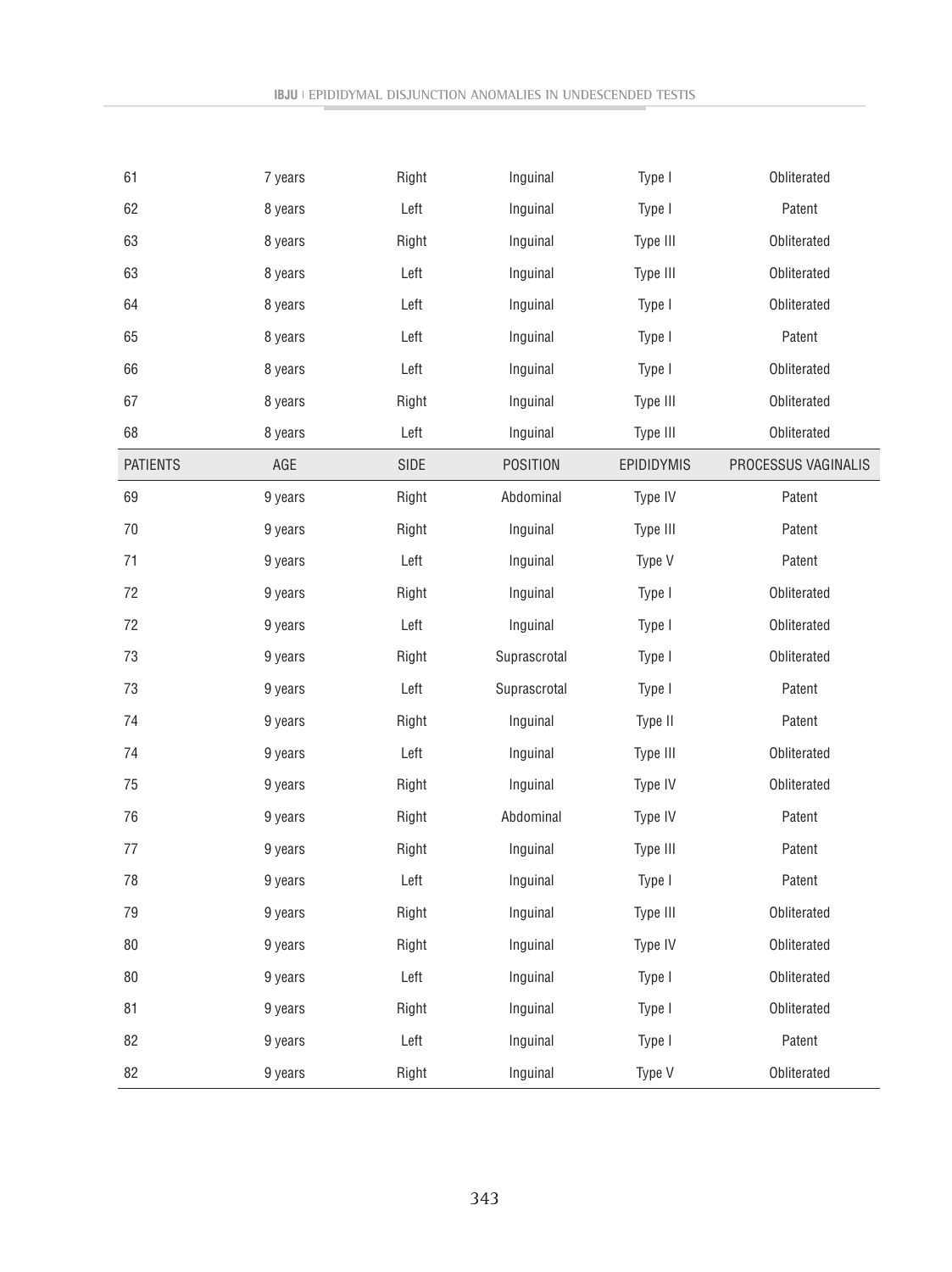| 61 | 7 years | Right | Inguinal | Type I | Obliterated |
|---|---|---|---|---|---|
| 62 | 8 years | Left | Inguinal | Type I | Patent |
| 63 | 8 years | Right | Inguinal | Type III | Obliterated |
| 63 | 8 years | Left | Inguinal | Type III | Obliterated |
| 64 | 8 years | Left | Inguinal | Type I | Obliterated |
| 65 | 8 years | Left | Inguinal | Type I | Patent |
| 66 | 8 years | Left | Inguinal | Type I | Obliterated |
| 67 | 8 years | Right | Inguinal | Type III | Obliterated |
| 68 | 8 years | Left | Inguinal | Type III | Obliterated |
| PATIENTS | AGE | SIDE | POSITION | EPIDIDYMIS | PROCESSUS VAGINALIS |
| 69 | 9 years | Right | Abdominal | Type IV | Patent |
| 70 | 9 years | Right | Inguinal | Type III | Patent |
| 71 | 9 years | Left | Inguinal | Type V | Patent |
| 72 | 9 years | Right | Inguinal | Type I | Obliterated |
| 72 | 9 years | Left | Inguinal | Type I | Obliterated |
| 73 | 9 years | Right | Suprascrotal | Type I | Obliterated |
| 73 | 9 years | Left | Suprascrotal | Type I | Patent |
| 74 | 9 years | Right | Inguinal | Type II | Patent |
| 74 | 9 years | Left | Inguinal | Type III | Obliterated |
| 75 | 9 years | Right | Inguinal | Type IV | Obliterated |
| 76 | 9 years | Right | Abdominal | Type IV | Patent |
| 77 | 9 years | Right | Inguinal | Type III | Patent |
| 78 | 9 years | Left | Inguinal | Type I | Patent |
| 79 | 9 years | Right | Inguinal | Type III | Obliterated |
| 80 | 9 years | Right | Inguinal | Type IV | Obliterated |
| 80 | 9 years | Left | Inguinal | Type I | Obliterated |
| 81 | 9 years | Right | Inguinal | Type I | Obliterated |
| 82 | 9 years | Left | Inguinal | Type I | Patent |
| 82 | 9 years | Right | Inguinal | Type V | Obliterated |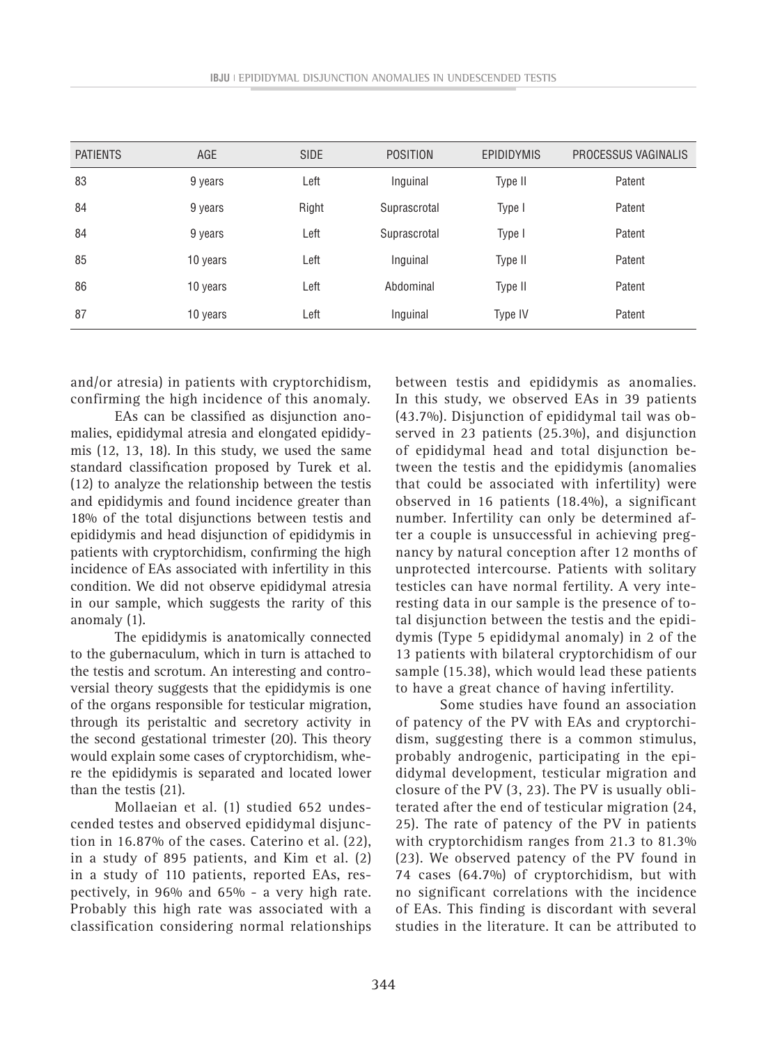| PATIENTS | AGE | SIDE | POSITION | EPIDIDYMIS | PROCESSUS VAGINALIS |
|---|---|---|---|---|---|
| 83 | 9 years | Left | Inguinal | Type II | Patent |
| 84 | 9 years | Right | Suprascrotal | Type I | Patent |
| 84 | 9 years | Left | Suprascrotal | Type I | Patent |
| 85 | 10 years | Left | Inguinal | Type II | Patent |
| 86 | 10 years | Left | Abdominal | Type II | Patent |
| 87 | 10 years | Left | Inguinal | Type IV | Patent |

and/or atresia) in patients with cryptorchidism, confirming the high incidence of this anomaly.

EAs can be classified as disjunction anomalies, epididymal atresia and elongated epididymis (12, 13, 18). In this study, we used the same standard classification proposed by Turek et al. (12) to analyze the relationship between the testis and epididymis and found incidence greater than 18% of the total disjunctions between testis and epididymis and head disjunction of epididymis in patients with cryptorchidism, confirming the high incidence of EAs associated with infertility in this condition. We did not observe epididymal atresia in our sample, which suggests the rarity of this anomaly (1).

The epididymis is anatomically connected to the gubernaculum, which in turn is attached to the testis and scrotum. An interesting and controversial theory suggests that the epididymis is one of the organs responsible for testicular migration, through its peristaltic and secretory activity in the second gestational trimester (20). This theory would explain some cases of cryptorchidism, where the epididymis is separated and located lower than the testis (21).

Mollaeian et al. (1) studied 652 undescended testes and observed epididymal disjunction in 16.87% of the cases. Caterino et al. (22), in a study of 895 patients, and Kim et al. (2) in a study of 110 patients, reported EAs, respectively, in 96% and 65% - a very high rate. Probably this high rate was associated with a classification considering normal relationships between testis and epididymis as anomalies. In this study, we observed EAs in 39 patients (43.7%). Disjunction of epididymal tail was observed in 23 patients (25.3%), and disjunction of epididymal head and total disjunction between the testis and the epididymis (anomalies that could be associated with infertility) were observed in 16 patients (18.4%), a significant number. Infertility can only be determined after a couple is unsuccessful in achieving pregnancy by natural conception after 12 months of unprotected intercourse. Patients with solitary testicles can have normal fertility. A very interesting data in our sample is the presence of total disjunction between the testis and the epididymis (Type 5 epididymal anomaly) in 2 of the 13 patients with bilateral cryptorchidism of our sample (15.38), which would lead these patients to have a great chance of having infertility.

Some studies have found an association of patency of the PV with EAs and cryptorchidism, suggesting there is a common stimulus, probably androgenic, participating in the epididymal development, testicular migration and closure of the PV (3, 23). The PV is usually obliterated after the end of testicular migration (24, 25). The rate of patency of the PV in patients with cryptorchidism ranges from 21.3 to 81.3% (23). We observed patency of the PV found in 74 cases (64.7%) of cryptorchidism, but with no significant correlations with the incidence of EAs. This finding is discordant with several studies in the literature. It can be attributed to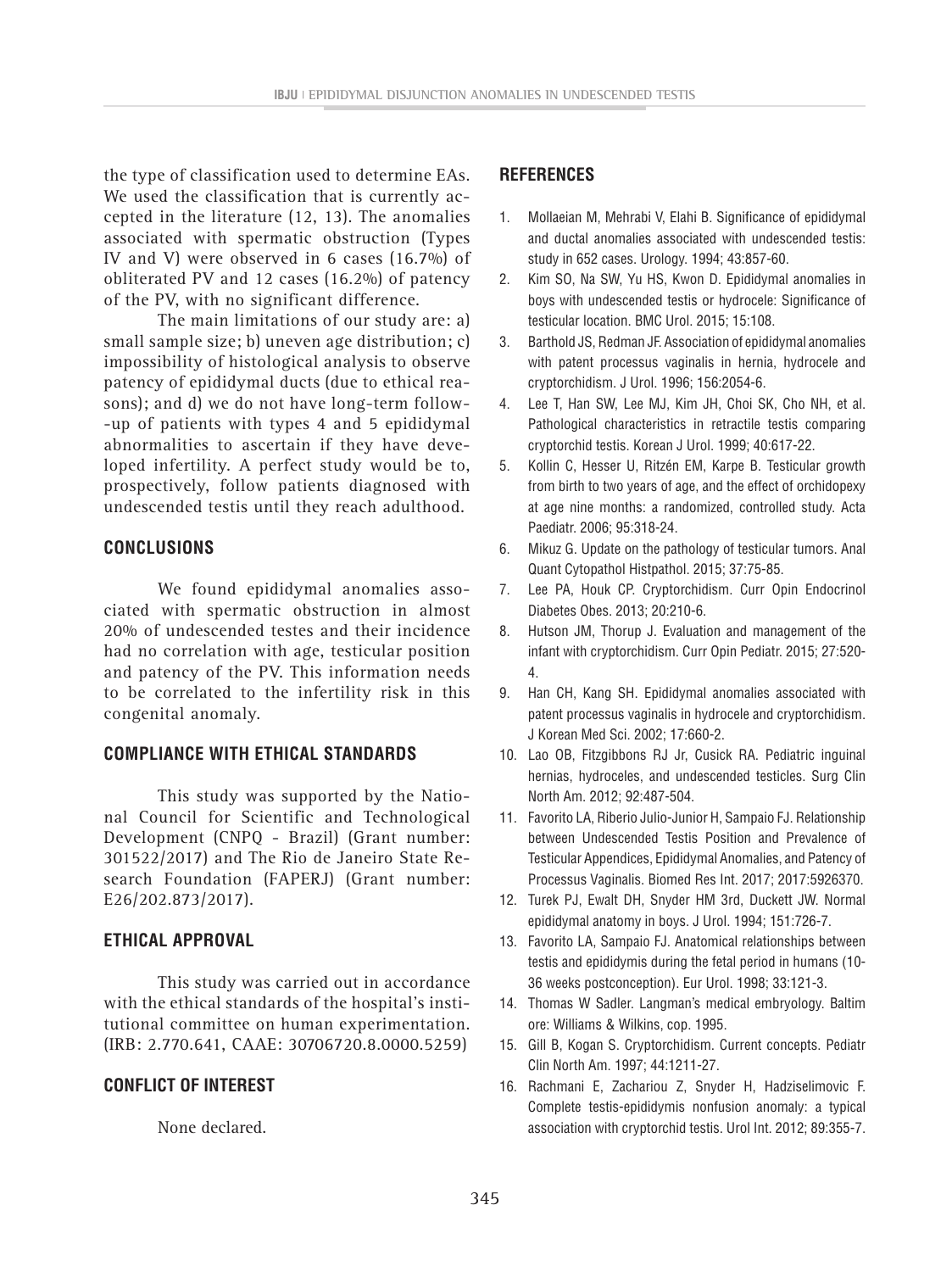the type of classification used to determine EAs. We used the classification that is currently accepted in the literature (12, 13). The anomalies associated with spermatic obstruction (Types IV and V) were observed in 6 cases (16.7%) of obliterated PV and 12 cases (16.2%) of patency of the PV, with no significant difference.

The main limitations of our study are: a) small sample size; b) uneven age distribution; c) impossibility of histological analysis to observe patency of epididymal ducts (due to ethical reasons); and d) we do not have long-term follow-up of patients with types 4 and 5 epididymal abnormalities to ascertain if they have developed infertility. A perfect study would be to, prospectively, follow patients diagnosed with undescended testis until they reach adulthood.

## CONCLUSIONS

We found epididymal anomalies associated with spermatic obstruction in almost 20% of undescended testes and their incidence had no correlation with age, testicular position and patency of the PV. This information needs to be correlated to the infertility risk in this congenital anomaly.

## COMPLIANCE WITH ETHICAL STANDARDS

This study was supported by the National Council for Scientific and Technological Development (CNPQ - Brazil) (Grant number: 301522/2017) and The Rio de Janeiro State Research Foundation (FAPERJ) (Grant number: E26/202.873/2017).

## ETHICAL APPROVAL

This study was carried out in accordance with the ethical standards of the hospital's institutional committee on human experimentation. (IRB: 2.770.641, CAAE: 30706720.8.0000.5259)

## CONFLICT OF INTEREST

None declared.

## REFERENCES

1. Mollaeian M, Mehrabi V, Elahi B. Significance of epididymal and ductal anomalies associated with undescended testis: study in 652 cases. Urology. 1994; 43:857-60.
2. Kim SO, Na SW, Yu HS, Kwon D. Epididymal anomalies in boys with undescended testis or hydrocele: Significance of testicular location. BMC Urol. 2015; 15:108.
3. Barthold JS, Redman JF. Association of epididymal anomalies with patent processus vaginalis in hernia, hydrocele and cryptorchidism. J Urol. 1996; 156:2054-6.
4. Lee T, Han SW, Lee MJ, Kim JH, Choi SK, Cho NH, et al. Pathological characteristics in retractile testis comparing cryptorchid testis. Korean J Urol. 1999; 40:617-22.
5. Kollin C, Hesser U, Ritzén EM, Karpe B. Testicular growth from birth to two years of age, and the effect of orchidopexy at age nine months: a randomized, controlled study. Acta Paediatr. 2006; 95:318-24.
6. Mikuz G. Update on the pathology of testicular tumors. Anal Quant Cytopathol Histpathol. 2015; 37:75-85.
7. Lee PA, Houk CP. Cryptorchidism. Curr Opin Endocrinol Diabetes Obes. 2013; 20:210-6.
8. Hutson JM, Thorup J. Evaluation and management of the infant with cryptorchidism. Curr Opin Pediatr. 2015; 27:520-4.
9. Han CH, Kang SH. Epididymal anomalies associated with patent processus vaginalis in hydrocele and cryptorchidism. J Korean Med Sci. 2002; 17:660-2.
10. Lao OB, Fitzgibbons RJ Jr, Cusick RA. Pediatric inguinal hernias, hydroceles, and undescended testicles. Surg Clin North Am. 2012; 92:487-504.
11. Favorito LA, Riberio Julio-Junior H, Sampaio FJ. Relationship between Undescended Testis Position and Prevalence of Testicular Appendices, Epididymal Anomalies, and Patency of Processus Vaginalis. Biomed Res Int. 2017; 2017:5926370.
12. Turek PJ, Ewalt DH, Snyder HM 3rd, Duckett JW. Normal epididymal anatomy in boys. J Urol. 1994; 151:726-7.
13. Favorito LA, Sampaio FJ. Anatomical relationships between testis and epididymis during the fetal period in humans (10-36 weeks postconception). Eur Urol. 1998; 33:121-3.
14. Thomas W Sadler. Langman's medical embryology. Baltim ore: Williams & Wilkins, cop. 1995.
15. Gill B, Kogan S. Cryptorchidism. Current concepts. Pediatr Clin North Am. 1997; 44:1211-27.
16. Rachmani E, Zachariou Z, Snyder H, Hadziselimovic F. Complete testis-epididymis nonfusion anomaly: a typical association with cryptorchid testis. Urol Int. 2012; 89:355-7.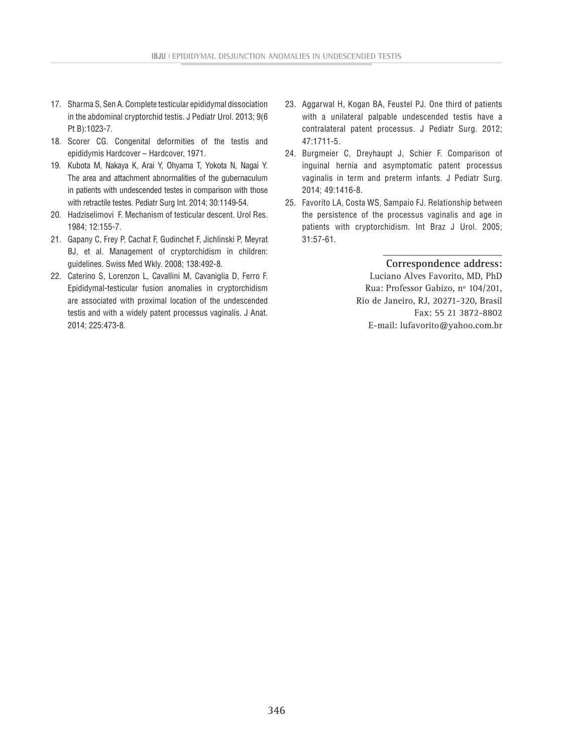17. Sharma S, Sen A. Complete testicular epididymal dissociation in the abdominal cryptorchid testis. J Pediatr Urol. 2013; 9(6 Pt B):1023-7.
18. Scorer CG. Congenital deformities of the testis and epididymis Hardcover – Hardcover, 1971.
19. Kubota M, Nakaya K, Arai Y, Ohyama T, Yokota N, Nagai Y. The area and attachment abnormalities of the gubernaculum in patients with undescended testes in comparison with those with retractile testes. Pediatr Surg Int. 2014; 30:1149-54.
20. Hadziselimovi F. Mechanism of testicular descent. Urol Res. 1984; 12:155-7.
21. Gapany C, Frey P, Cachat F, Gudinchet F, Jichlinski P, Meyrat BJ, et al. Management of cryptorchidism in children: guidelines. Swiss Med Wkly. 2008; 138:492-8.
22. Caterino S, Lorenzon L, Cavallini M, Cavaniglia D, Ferro F. Epididymal-testicular fusion anomalies in cryptorchidism are associated with proximal location of the undescended testis and with a widely patent processus vaginalis. J Anat. 2014; 225:473-8.
23. Aggarwal H, Kogan BA, Feustel PJ. One third of patients with a unilateral palpable undescended testis have a contralateral patent processus. J Pediatr Surg. 2012; 47:1711-5.
24. Burgmeier C, Dreyhaupt J, Schier F. Comparison of inguinal hernia and asymptomatic patent processus vaginalis in term and preterm infants. J Pediatr Surg. 2014; 49:1416-8.
25. Favorito LA, Costa WS, Sampaio FJ. Relationship between the persistence of the processus vaginalis and age in patients with cryptorchidism. Int Braz J Urol. 2005; 31:57-61.

**Correspondence address:**
Luciano Alves Favorito, MD, PhD
Rua: Professor Gabizo, nº 104/201,
Rio de Janeiro, RJ, 20271-320, Brasil
Fax: 55 21 3872-8802
E-mail: lufavorito@yahoo.com.br